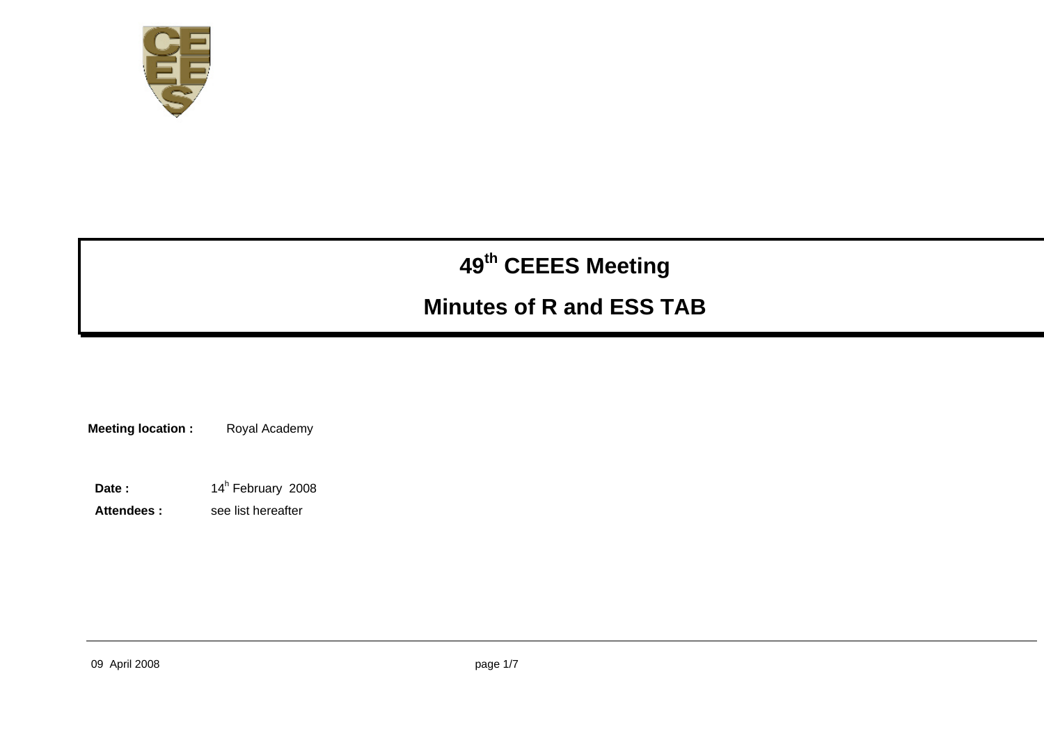# 49th CEEES Meeting

## Minutes of R and ESS TAB

**Meeting location :** Royal Academy

**Date :** 14h February 2008

**Attendees :** see list hereafter

09 April 2008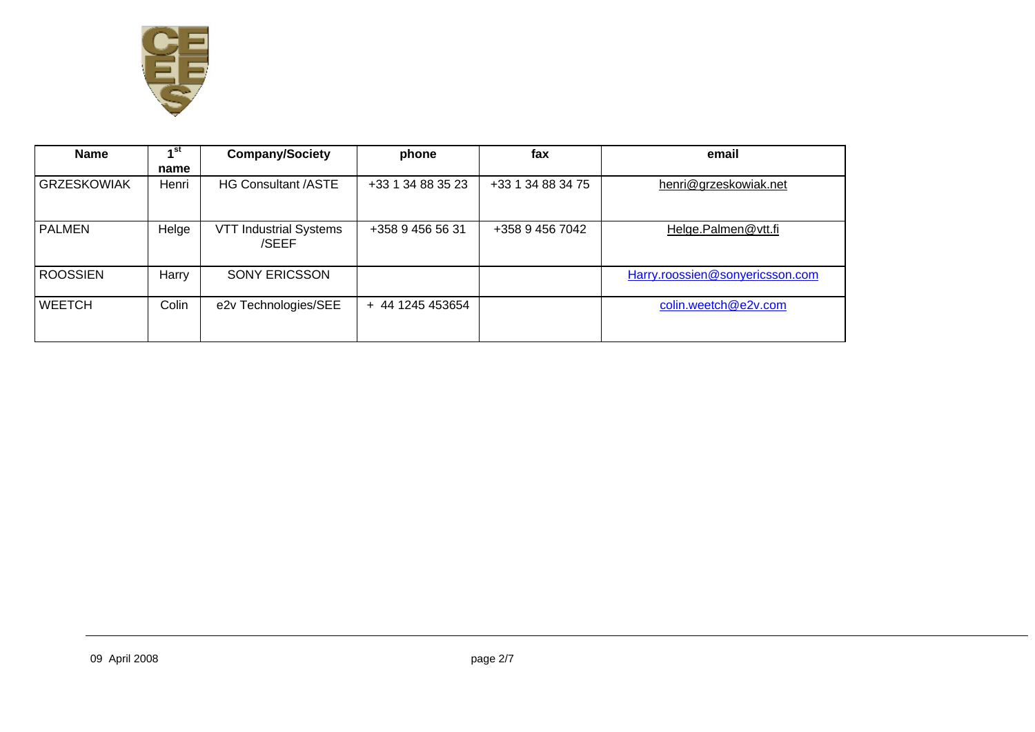| Name | 1st name | Company/Society | phone | fax | email |
|---|---|---|---|---|---|
| GRZESKOWIAK | Henri | HG Consultant /ASTE | +33 1 34 88 35 23 | +33 1 34 88 34 75 | henri@grzeskowiak.net |
| PALMEN | Helge | VTT Industrial Systems /SEEF | +358 9 456 56 31 | +358 9 456 7042 | Helge.Palmen@vtt.fi |
| ROOSSIEN | Harry | SONY ERICSSON | | | Harry.roossien@sonyericsson.com |
| WEETCH | Colin | e2v Technologies/SEE | + 44 1245 453654 | | colin.weetch@e2v.com |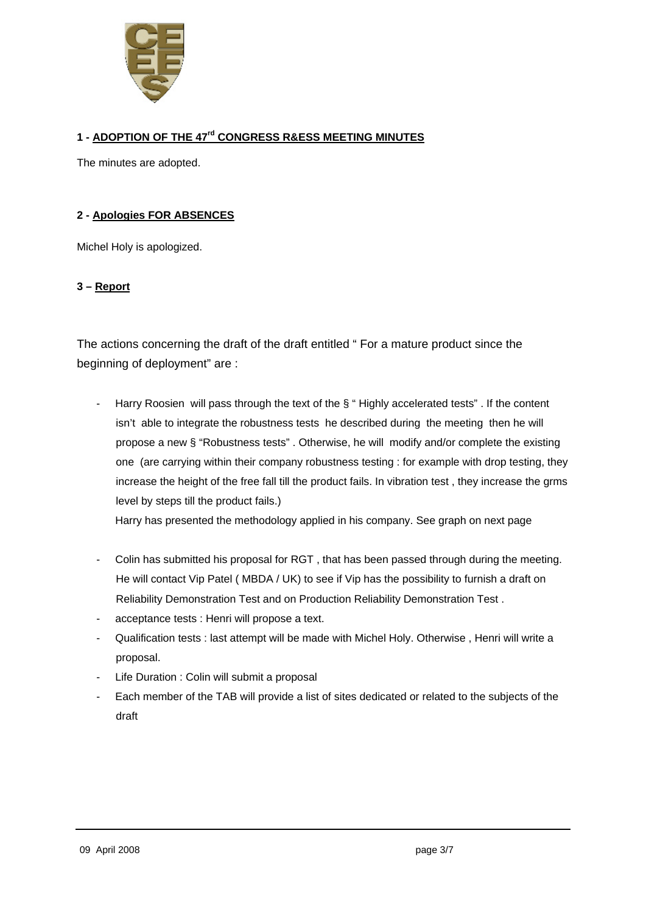## 1 - ADOPTION OF THE 47[rd] CONGRESS R&ESS MEETING MINUTES

The minutes are adopted.

## 2 - Apologies FOR ABSENCES

Michel Holy is apologized.

## 3 – Report

The actions concerning the draft of the draft entitled " For a mature product since the beginning of deployment" are :

- Harry Roosien will pass through the text of the § " Highly accelerated tests" . If the content isn't able to integrate the robustness tests he described during the meeting then he will propose a new § "Robustness tests" . Otherwise, he will modify and/or complete the existing one (are carrying within their company robustness testing : for example with drop testing, they increase the height of the free fall till the product fails. In vibration test , they increase the grms level by steps till the product fails.)

  Harry has presented the methodology applied in his company. See graph on next page

- Colin has submitted his proposal for RGT , that has been passed through during the meeting. He will contact Vip Patel ( MBDA / UK) to see if Vip has the possibility to furnish a draft on Reliability Demonstration Test and on Production Reliability Demonstration Test .
- acceptance tests : Henri will propose a text.
- Qualification tests : last attempt will be made with Michel Holy. Otherwise , Henri will write a proposal.
- Life Duration : Colin will submit a proposal
- Each member of the TAB will provide a list of sites dedicated or related to the subjects of the draft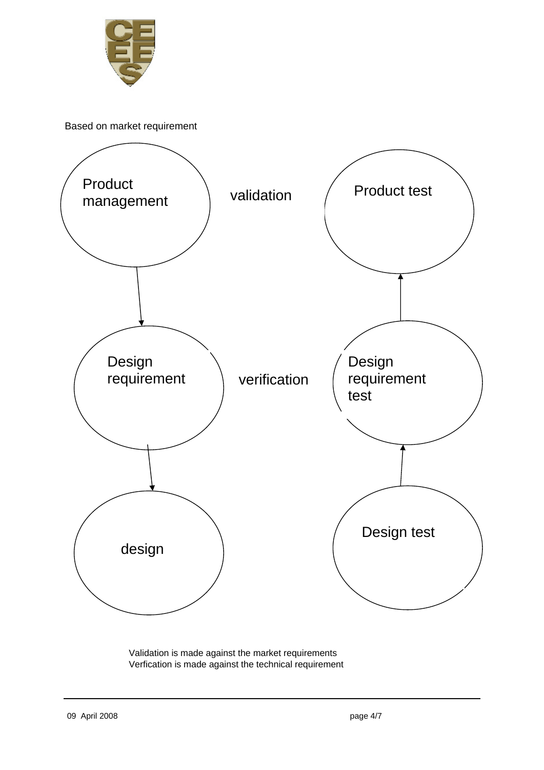Based on market requirement

Product management → Design requirement → design

validation

verification

Design test → Design requirement test → Product test

Validation is made against the market requirements
Verfication is made against the technical requirement

09 April 2008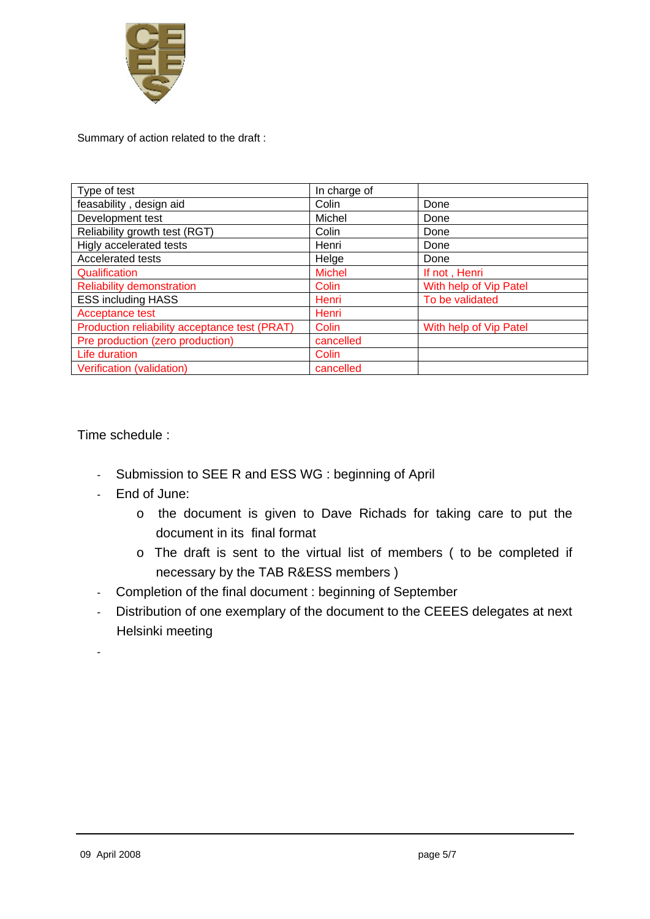Summary of action related to the draft :

| Type of test | In charge of | |
|---|---|---|
| feasability , design aid | Colin | Done |
| Development test | Michel | Done |
| Reliability growth test (RGT) | Colin | Done |
| Higly accelerated tests | Henri | Done |
| Accelerated tests | Helge | Done |
| Qualification | Michel | If not , Henri |
| Reliability demonstration | Colin | With help of Vip Patel |
| ESS including HASS | Henri | To be validated |
| Acceptance test | Henri | |
| Production reliability acceptance test (PRAT) | Colin | With help of Vip Patel |
| Pre production (zero production) | cancelled | |
| Life duration | Colin | |
| Verification (validation) | cancelled | |

Time schedule :

- Submission to SEE R and ESS WG : beginning of April
- End of June:
  - the document is given to Dave Richads for taking care to put the document in its final format
  - The draft is sent to the virtual list of members ( to be completed if necessary by the TAB R&ESS members )
- Completion of the final document : beginning of September
- Distribution of one exemplary of the document to the CEEES delegates at next Helsinki meeting
-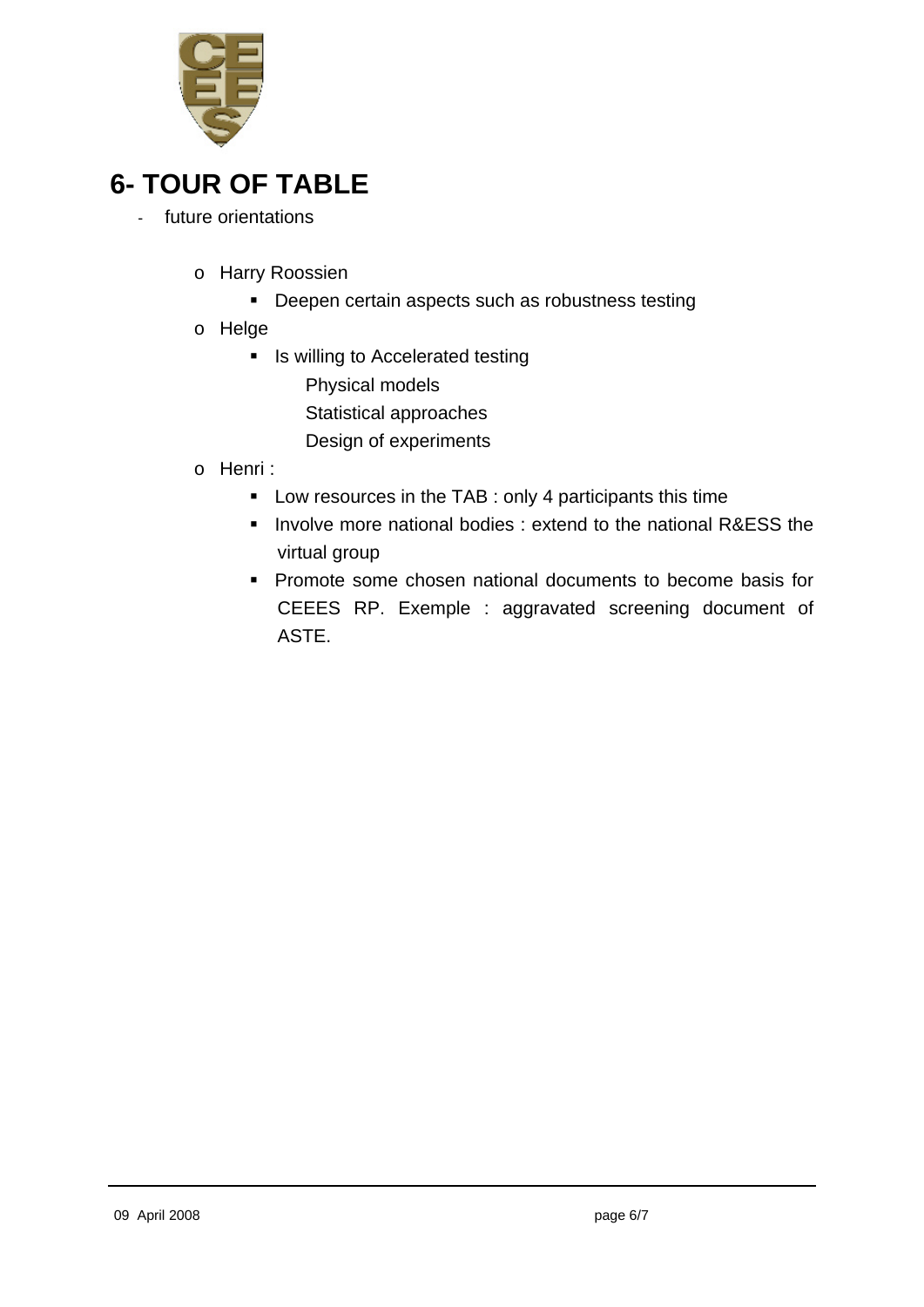# 6- TOUR OF TABLE

- future orientations

  - Harry Roossien
    - Deepen certain aspects such as robustness testing
  - Helge
    - Is willing to Accelerated testing

      Physical models

      Statistical approaches

      Design of experiments
  - Henri :
    - Low resources in the TAB : only 4 participants this time
    - Involve more national bodies : extend to the national R&ESS the virtual group
    - Promote some chosen national documents to become basis for CEEES RP. Exemple : aggravated screening document of ASTE.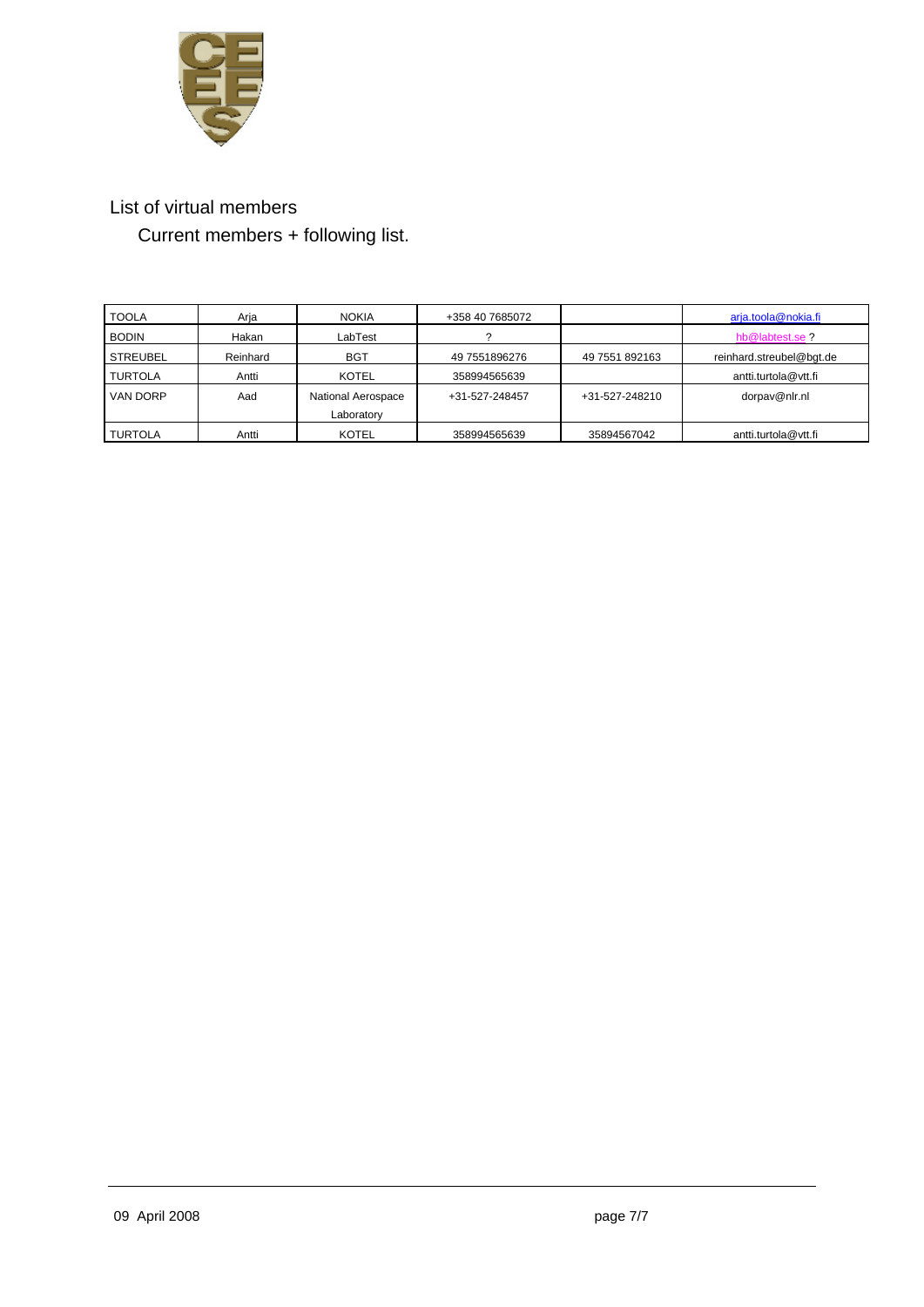List of virtual members

Current members + following list.

| | | | | | |
|---|---|---|---|---|---|
| TOOLA | Arja | NOKIA | +358 40 7685072 | | arja.toola@nokia.fi |
| BODIN | Hakan | LabTest | ? | | hb@labtest.se ? |
| STREUBEL | Reinhard | BGT | 49 7551896276 | 49 7551 892163 | reinhard.streubel@bgt.de |
| TURTOLA | Antti | KOTEL | 358994565639 | | antti.turtola@vtt.fi |
| VAN DORP | Aad | National Aerospace Laboratory | +31-527-248457 | +31-527-248210 | dorpav@nlr.nl |
| TURTOLA | Antti | KOTEL | 358994565639 | 35894567042 | antti.turtola@vtt.fi |

09 April 2008